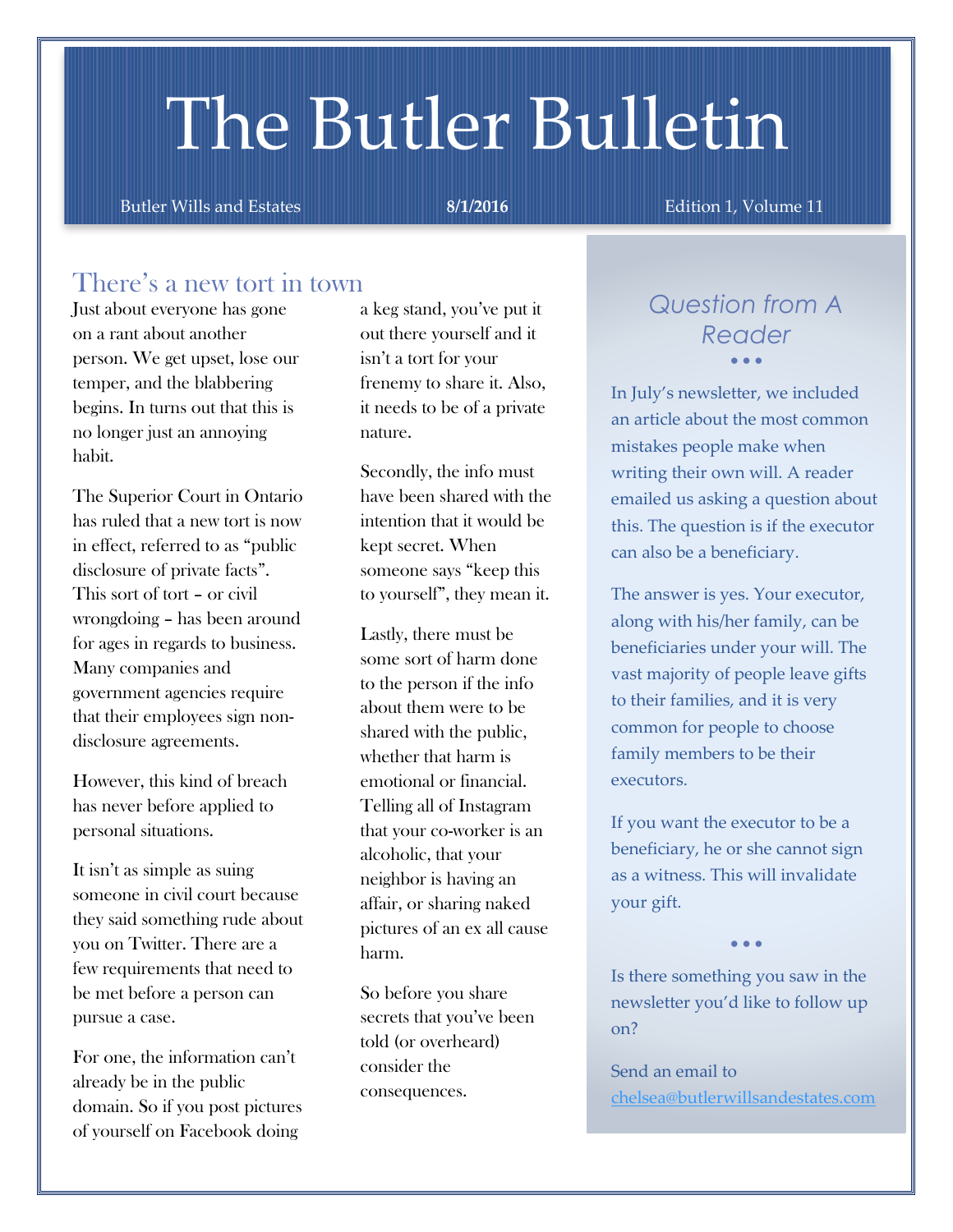# The Butler Bulletin

Butler Wills and Estates **8/1/2016** Edition 1, Volume 11

## There's a new tort in town

Just about everyone has gone on a rant about another person. We get upset, lose our temper, and the blabbering begins. In turns out that this is no longer just an annoying habit.

The Superior Court in Ontario has ruled that a new tort is now in effect, referred to as "public disclosure of private facts". This sort of tort – or civil wrongdoing – has been around for ages in regards to business. Many companies and government agencies require that their employees sign non-disclosure agreements.

However, this kind of breach has never before applied to personal situations.

It isn't as simple as suing someone in civil court because they said something rude about you on Twitter. There are a few requirements that need to be met before a person can pursue a case.

For one, the information can't already be in the public domain. So if you post pictures of yourself on Facebook doing a keg stand, you've put it out there yourself and it isn't a tort for your frenemy to share it. Also, it needs to be of a private nature.

Secondly, the info must have been shared with the intention that it would be kept secret. When someone says "keep this to yourself", they mean it.

Lastly, there must be some sort of harm done to the person if the info about them were to be shared with the public, whether that harm is emotional or financial. Telling all of Instagram that your co-worker is an alcoholic, that your neighbor is having an affair, or sharing naked pictures of an ex all cause harm.

So before you share secrets that you've been told (or overheard) consider the consequences.

## *Question from A Reader*

In July's newsletter, we included an article about the most common mistakes people make when writing their own will. A reader emailed us asking a question about this. The question is if the executor can also be a beneficiary.

The answer is yes. Your executor, along with his/her family, can be beneficiaries under your will. The vast majority of people leave gifts to their families, and it is very common for people to choose family members to be their executors.

If you want the executor to be a beneficiary, he or she cannot sign as a witness. This will invalidate your gift.

Is there something you saw in the newsletter you'd like to follow up on?

Send an email to chelsea@butlerwillsandestates.com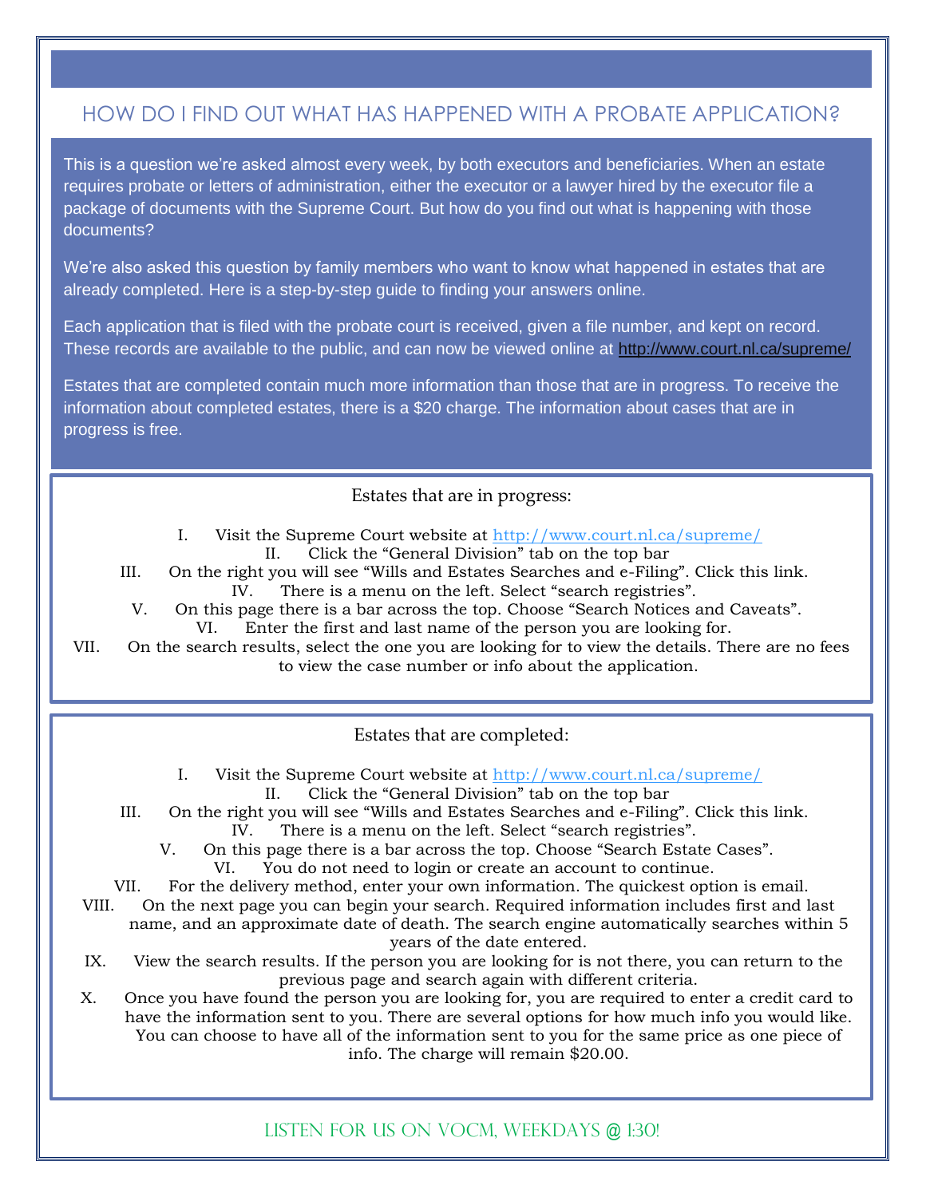## HOW DO I FIND OUT WHAT HAS HAPPENED WITH A PROBATE APPLICATION?

This is a question we're asked almost every week, by both executors and beneficiaries. When an estate requires probate or letters of administration, either the executor or a lawyer hired by the executor file a package of documents with the Supreme Court. But how do you find out what is happening with those documents?

We're also asked this question by family members who want to know what happened in estates that are already completed. Here is a step-by-step guide to finding your answers online.

Each application that is filed with the probate court is received, given a file number, and kept on record. These records are available to the public, and can now be viewed online at http://www.court.nl.ca/supreme/

Estates that are completed contain much more information than those that are in progress. To receive the information about completed estates, there is a $20 charge. The information about cases that are in progress is free.

### Estates that are in progress:

I. Visit the Supreme Court website at http://www.court.nl.ca/supreme/
II. Click the "General Division" tab on the top bar
III. On the right you will see "Wills and Estates Searches and e-Filing". Click this link.
IV. There is a menu on the left. Select "search registries".
V. On this page there is a bar across the top. Choose "Search Notices and Caveats".
VI. Enter the first and last name of the person you are looking for.
VII. On the search results, select the one you are looking for to view the details. There are no fees to view the case number or info about the application.

### Estates that are completed:

I. Visit the Supreme Court website at http://www.court.nl.ca/supreme/
II. Click the "General Division" tab on the top bar
III. On the right you will see "Wills and Estates Searches and e-Filing". Click this link.
IV. There is a menu on the left. Select "search registries".
V. On this page there is a bar across the top. Choose "Search Estate Cases".
VI. You do not need to login or create an account to continue.
VII. For the delivery method, enter your own information. The quickest option is email.
VIII. On the next page you can begin your search. Required information includes first and last name, and an approximate date of death. The search engine automatically searches within 5 years of the date entered.
IX. View the search results. If the person you are looking for is not there, you can return to the previous page and search again with different criteria.
X. Once you have found the person you are looking for, you are required to enter a credit card to have the information sent to you. There are several options for how much info you would like. You can choose to have all of the information sent to you for the same price as one piece of info. The charge will remain $20.00.

LISTEN FOR US ON VOCM, WEEKDAYS @ 1:30!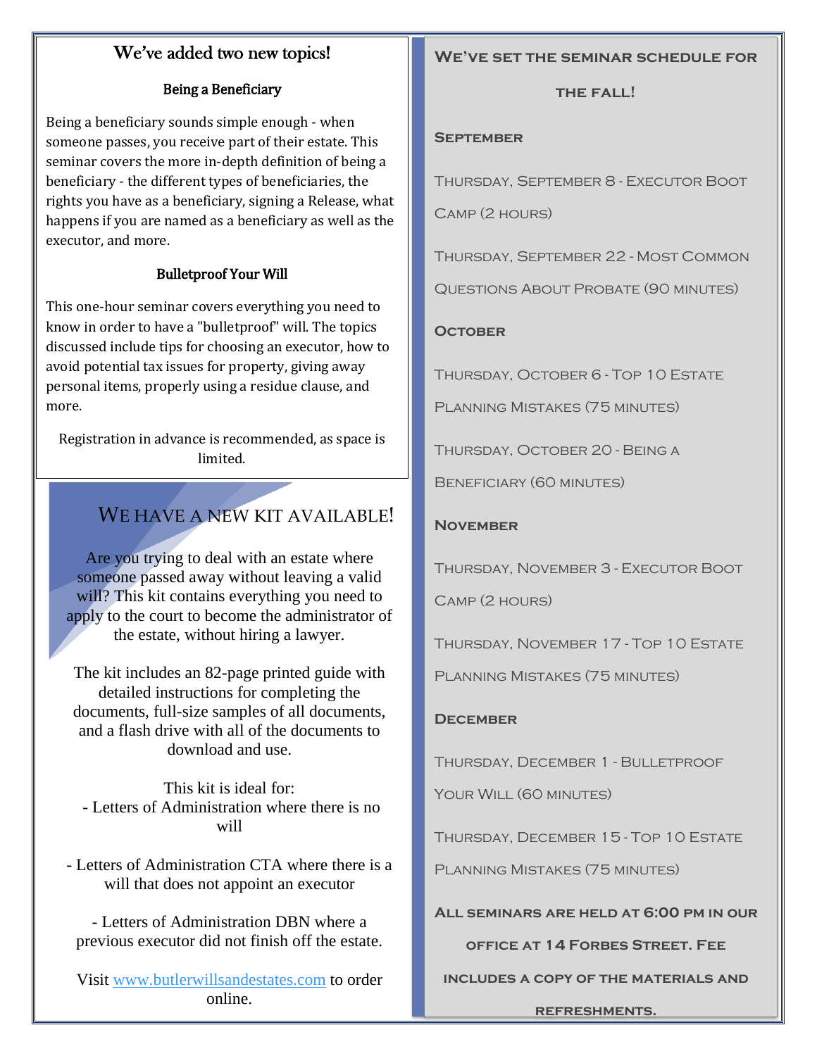## We've added two new topics!

### Being a Beneficiary

Being a beneficiary sounds simple enough - when someone passes, you receive part of their estate. This seminar covers the more in-depth definition of being a beneficiary - the different types of beneficiaries, the rights you have as a beneficiary, signing a Release, what happens if you are named as a beneficiary as well as the executor, and more.

### Bulletproof Your Will

This one-hour seminar covers everything you need to know in order to have a "bulletproof" will. The topics discussed include tips for choosing an executor, how to avoid potential tax issues for property, giving away personal items, properly using a residue clause, and more.

Registration in advance is recommended, as space is limited.

## We have a new kit available!

Are you trying to deal with an estate where someone passed away without leaving a valid will? This kit contains everything you need to apply to the court to become the administrator of the estate, without hiring a lawyer.

The kit includes an 82-page printed guide with detailed instructions for completing the documents, full-size samples of all documents, and a flash drive with all of the documents to download and use.

This kit is ideal for:

- Letters of Administration where there is no will
- Letters of Administration CTA where there is a will that does not appoint an executor
- Letters of Administration DBN where a previous executor did not finish off the estate.

Visit www.butlerwillsandestates.com to order online.

## We've set the seminar schedule for the fall!

### September

Thursday, September 8 - Executor Boot Camp (2 hours)

Thursday, September 22 - Most Common Questions About Probate (90 minutes)

### October

Thursday, October 6 - Top 10 Estate Planning Mistakes (75 minutes)

Thursday, October 20 - Being a Beneficiary (60 minutes)

### November

Thursday, November 3 - Executor Boot Camp (2 hours)

Thursday, November 17 - Top 10 Estate Planning Mistakes (75 minutes)

### December

Thursday, December 1 - Bulletproof Your Will (60 minutes)

Thursday, December 15 - Top 10 Estate Planning Mistakes (75 minutes)

**All seminars are held at 6:00 pm in our office at 14 Forbes Street. Fee includes a copy of the materials and refreshments.**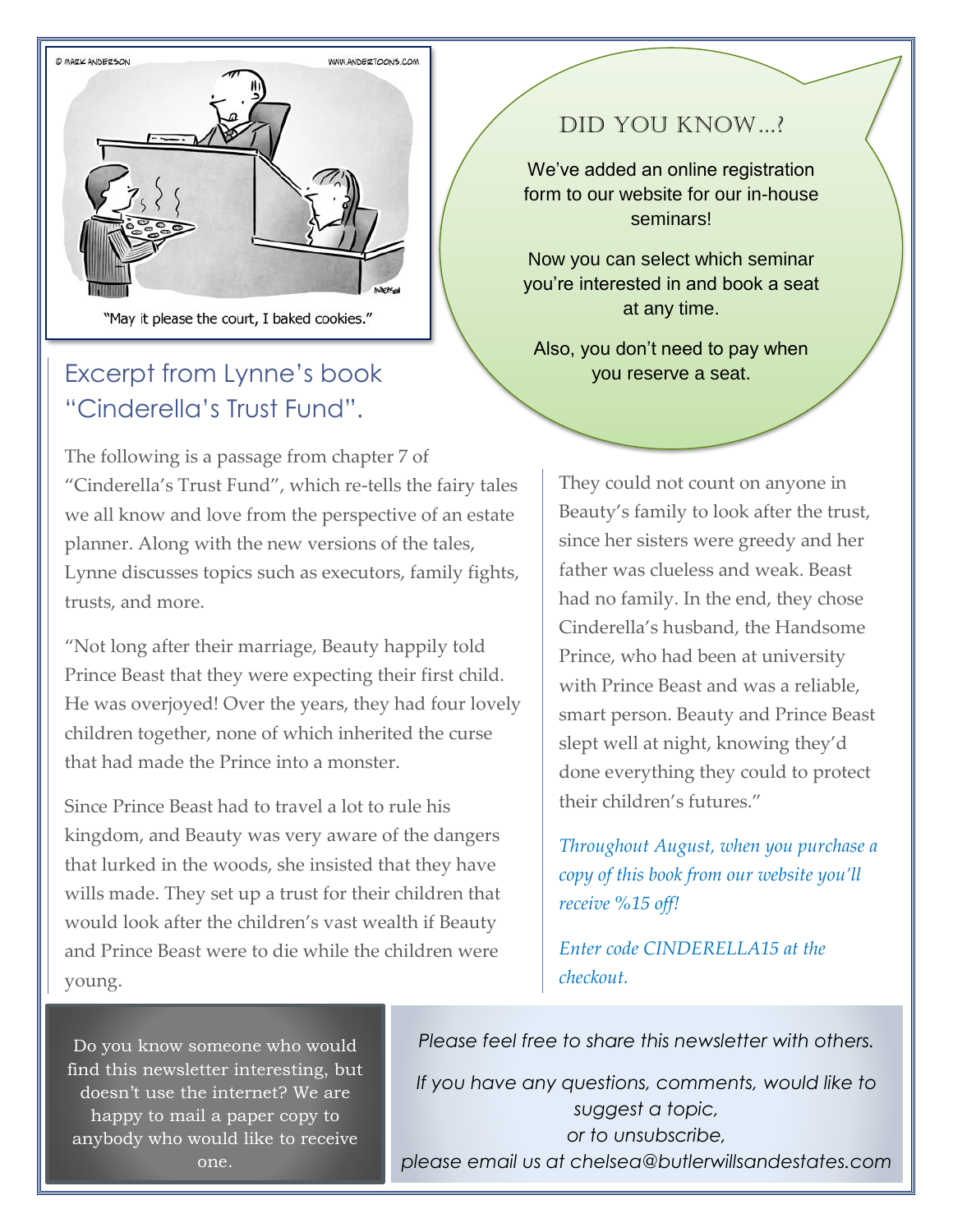"May it please the court, I baked cookies."

## Excerpt from Lynne's book "Cinderella's Trust Fund".

The following is a passage from chapter 7 of "Cinderella's Trust Fund", which re-tells the fairy tales we all know and love from the perspective of an estate planner. Along with the new versions of the tales, Lynne discusses topics such as executors, family fights, trusts, and more.

"Not long after their marriage, Beauty happily told Prince Beast that they were expecting their first child. He was overjoyed! Over the years, they had four lovely children together, none of which inherited the curse that had made the Prince into a monster.

Since Prince Beast had to travel a lot to rule his kingdom, and Beauty was very aware of the dangers that lurked in the woods, she insisted that they have wills made. They set up a trust for their children that would look after the children's vast wealth if Beauty and Prince Beast were to die while the children were young.

They could not count on anyone in Beauty's family to look after the trust, since her sisters were greedy and her father was clueless and weak. Beast had no family. In the end, they chose Cinderella's husband, the Handsome Prince, who had been at university with Prince Beast and was a reliable, smart person. Beauty and Prince Beast slept well at night, knowing they'd done everything they could to protect their children's futures."

*Throughout August, when you purchase a copy of this book from our website you'll receive %15 off!*

*Enter code CINDERELLA15 at the checkout.*

## DID YOU KNOW…?

We've added an online registration form to our website for our in-house seminars!

Now you can select which seminar you're interested in and book a seat at any time.

Also, you don't need to pay when you reserve a seat.

Do you know someone who would find this newsletter interesting, but doesn't use the internet? We are happy to mail a paper copy to anybody who would like to receive one.

*Please feel free to share this newsletter with others.*

*If you have any questions, comments, would like to suggest a topic, or to unsubscribe, please email us at chelsea@butlerwillsandestates.com*